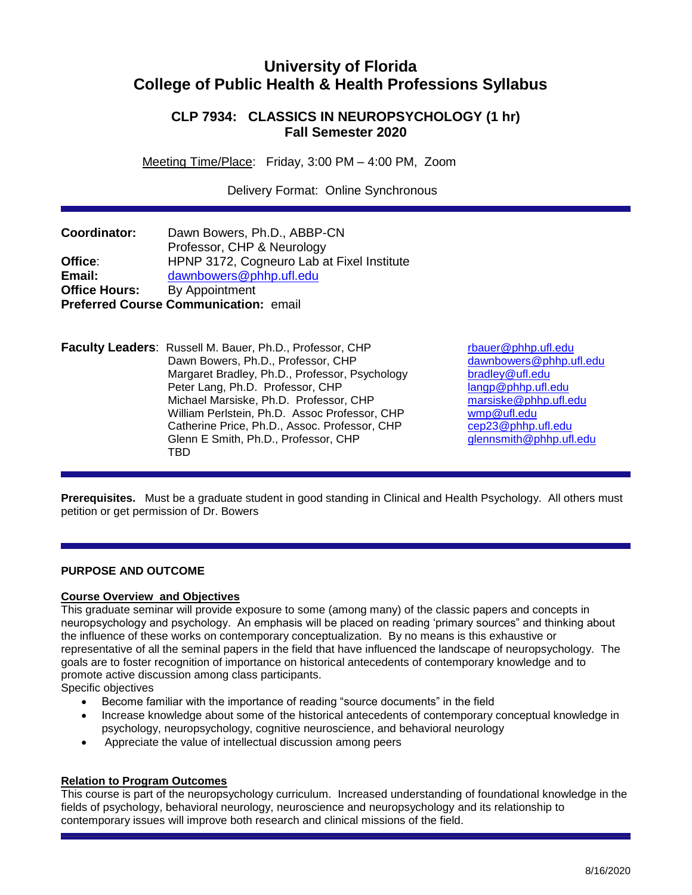# University of Florida
# College of Public Health & Health Professions Syllabus

## CLP 7934: CLASSICS IN NEUROPSYCHOLOGY (1 hr)
## Fall Semester 2020

Meeting Time/Place: Friday, 3:00 PM – 4:00 PM, Zoom

Delivery Format: Online Synchronous

**Coordinator:** Dawn Bowers, Ph.D., ABBP-CN
Professor, CHP & Neurology
**Office:** HPNP 3172, Cogneuro Lab at Fixel Institute
**Email:** dawnbowers@phhp.ufl.edu
**Office Hours:** By Appointment
**Preferred Course Communication:** email

**Faculty Leaders**:

| Name | Email |
|---|---|
| Russell M. Bauer, Ph.D., Professor, CHP | rbauer@phhp.ufl.edu |
| Dawn Bowers, Ph.D., Professor, CHP | dawnbowers@phhp.ufl.edu |
| Margaret Bradley, Ph.D., Professor, Psychology | bradley@ufl.edu |
| Peter Lang, Ph.D. Professor, CHP | langp@phhp.ufl.edu |
| Michael Marsiske, Ph.D. Professor, CHP | marsiske@phhp.ufl.edu |
| William Perlstein, Ph.D. Assoc Professor, CHP | wmp@ufl.edu |
| Catherine Price, Ph.D., Assoc. Professor, CHP | cep23@phhp.ufl.edu |
| Glenn E Smith, Ph.D., Professor, CHP | glennsmith@phhp.ufl.edu |
| TBD | |

**Prerequisites.** Must be a graduate student in good standing in Clinical and Health Psychology. All others must petition or get permission of Dr. Bowers

### PURPOSE AND OUTCOME

**Course Overview and Objectives**

This graduate seminar will provide exposure to some (among many) of the classic papers and concepts in neuropsychology and psychology. An emphasis will be placed on reading 'primary sources" and thinking about the influence of these works on contemporary conceptualization. By no means is this exhaustive or representative of all the seminal papers in the field that have influenced the landscape of neuropsychology. The goals are to foster recognition of importance on historical antecedents of contemporary knowledge and to promote active discussion among class participants.

Specific objectives

- Become familiar with the importance of reading "source documents" in the field
- Increase knowledge about some of the historical antecedents of contemporary conceptual knowledge in psychology, neuropsychology, cognitive neuroscience, and behavioral neurology
- Appreciate the value of intellectual discussion among peers

**Relation to Program Outcomes**

This course is part of the neuropsychology curriculum. Increased understanding of foundational knowledge in the fields of psychology, behavioral neurology, neuroscience and neuropsychology and its relationship to contemporary issues will improve both research and clinical missions of the field.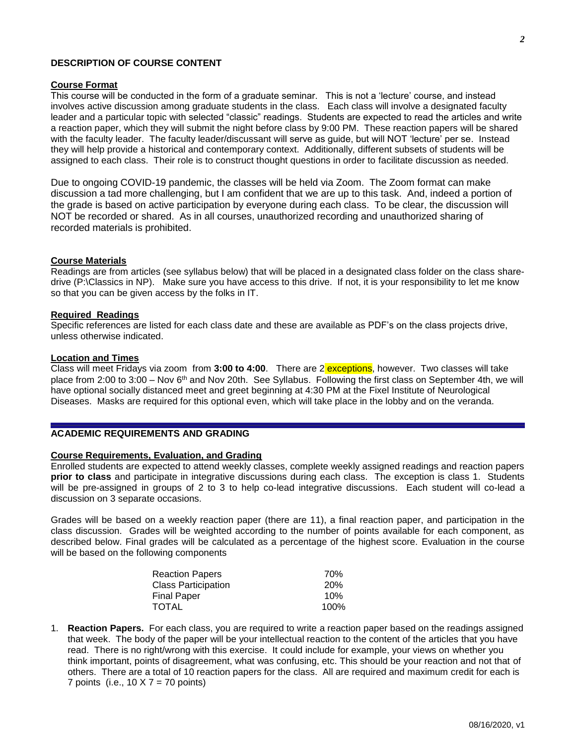## DESCRIPTION OF COURSE CONTENT

### Course Format

This course will be conducted in the form of a graduate seminar. This is not a 'lecture' course, and instead involves active discussion among graduate students in the class. Each class will involve a designated faculty leader and a particular topic with selected "classic" readings. Students are expected to read the articles and write a reaction paper, which they will submit the night before class by 9:00 PM. These reaction papers will be shared with the faculty leader. The faculty leader/discussant will serve as guide, but will NOT 'lecture' per se. Instead they will help provide a historical and contemporary context. Additionally, different subsets of students will be assigned to each class. Their role is to construct thought questions in order to facilitate discussion as needed.

Due to ongoing COVID-19 pandemic, the classes will be held via Zoom. The Zoom format can make discussion a tad more challenging, but I am confident that we are up to this task. And, indeed a portion of the grade is based on active participation by everyone during each class. To be clear, the discussion will NOT be recorded or shared. As in all courses, unauthorized recording and unauthorized sharing of recorded materials is prohibited.

### Course Materials

Readings are from articles (see syllabus below) that will be placed in a designated class folder on the class share-drive (P:\Classics in NP). Make sure you have access to this drive. If not, it is your responsibility to let me know so that you can be given access by the folks in IT.

### Required Readings

Specific references are listed for each class date and these are available as PDF's on the class projects drive, unless otherwise indicated.

### Location and Times

Class will meet Fridays via zoom from **3:00 to 4:00**. There are 2 exceptions, however. Two classes will take place from 2:00 to 3:00 – Nov 6th and Nov 20th. See Syllabus. Following the first class on September 4th, we will have optional socially distanced meet and greet beginning at 4:30 PM at the Fixel Institute of Neurological Diseases. Masks are required for this optional even, which will take place in the lobby and on the veranda.

## ACADEMIC REQUIREMENTS AND GRADING

### Course Requirements, Evaluation, and Grading

Enrolled students are expected to attend weekly classes, complete weekly assigned readings and reaction papers **prior to class** and participate in integrative discussions during each class. The exception is class 1. Students will be pre-assigned in groups of 2 to 3 to help co-lead integrative discussions. Each student will co-lead a discussion on 3 separate occasions.

Grades will be based on a weekly reaction paper (there are 11), a final reaction paper, and participation in the class discussion. Grades will be weighted according to the number of points available for each component, as described below. Final grades will be calculated as a percentage of the highest score. Evaluation in the course will be based on the following components

| Component | Weight |
|---|---|
| Reaction Papers | 70% |
| Class Participation | 20% |
| Final Paper | 10% |
| TOTAL | 100% |

1. **Reaction Papers.** For each class, you are required to write a reaction paper based on the readings assigned that week. The body of the paper will be your intellectual reaction to the content of the articles that you have read. There is no right/wrong with this exercise. It could include for example, your views on whether you think important, points of disagreement, what was confusing, etc. This should be your reaction and not that of others. There are a total of 10 reaction papers for the class. All are required and maximum credit for each is 7 points (i.e., 10 X 7 = 70 points)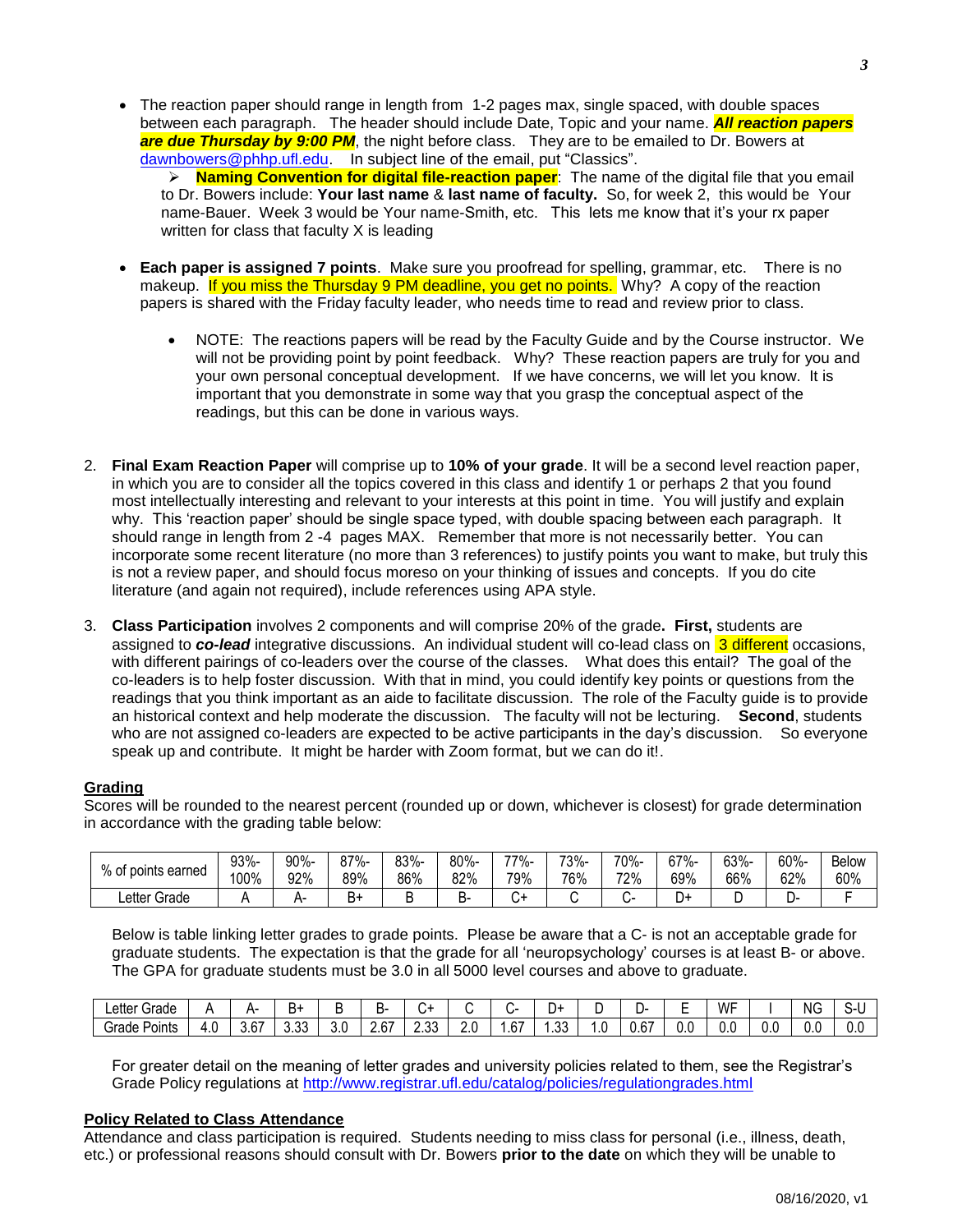- The reaction paper should range in length from 1-2 pages max, single spaced, with double spaces between each paragraph. The header should include Date, Topic and your name. ***All reaction papers are due Thursday by 9:00 PM***, the night before class. They are to be emailed to Dr. Bowers at dawnbowers@phhp.ufl.edu. In subject line of the email, put "Classics".
  - **Naming Convention for digital file-reaction paper**: The name of the digital file that you email to Dr. Bowers include: **Your last name** & **last name of faculty.** So, for week 2, this would be Your name-Bauer. Week 3 would be Your name-Smith, etc. This lets me know that it's your rx paper written for class that faculty X is leading

- **Each paper is assigned 7 points**. Make sure you proofread for spelling, grammar, etc. There is no makeup. If you miss the Thursday 9 PM deadline, you get no points. Why? A copy of the reaction papers is shared with the Friday faculty leader, who needs time to read and review prior to class.
  - NOTE: The reactions papers will be read by the Faculty Guide and by the Course instructor. We will not be providing point by point feedback. Why? These reaction papers are truly for you and your own personal conceptual development. If we have concerns, we will let you know. It is important that you demonstrate in some way that you grasp the conceptual aspect of the readings, but this can be done in various ways.

2. **Final Exam Reaction Paper** will comprise up to **10% of your grade**. It will be a second level reaction paper, in which you are to consider all the topics covered in this class and identify 1 or perhaps 2 that you found most intellectually interesting and relevant to your interests at this point in time. You will justify and explain why. This 'reaction paper' should be single space typed, with double spacing between each paragraph. It should range in length from 2 -4 pages MAX. Remember that more is not necessarily better. You can incorporate some recent literature (no more than 3 references) to justify points you want to make, but truly this is not a review paper, and should focus moreso on your thinking of issues and concepts. If you do cite literature (and again not required), include references using APA style.

3. **Class Participation** involves 2 components and will comprise 20% of the grade**. First,** students are assigned to ***co-lead*** integrative discussions. An individual student will co-lead class on 3 different occasions, with different pairings of co-leaders over the course of the classes. What does this entail? The goal of the co-leaders is to help foster discussion. With that in mind, you could identify key points or questions from the readings that you think important as an aide to facilitate discussion. The role of the Faculty guide is to provide an historical context and help moderate the discussion. The faculty will not be lecturing. **Second**, students who are not assigned co-leaders are expected to be active participants in the day's discussion. So everyone speak up and contribute. It might be harder with Zoom format, but we can do it!.

## Grading

Scores will be rounded to the nearest percent (rounded up or down, whichever is closest) for grade determination in accordance with the grading table below:

| % of points earned | 93%-100% | 90%-92% | 87%-89% | 83%-86% | 80%-82% | 77%-79% | 73%-76% | 70%-72% | 67%-69% | 63%-66% | 60%-62% | Below 60% |
|---|---|---|---|---|---|---|---|---|---|---|---|---|
| Letter Grade | A | A- | B+ | B | B- | C+ | C | C- | D+ | D | D- | F |

Below is table linking letter grades to grade points. Please be aware that a C- is not an acceptable grade for graduate students. The expectation is that the grade for all 'neuropsychology' courses is at least B- or above. The GPA for graduate students must be 3.0 in all 5000 level courses and above to graduate.

| Letter Grade | A | A- | B+ | B | B- | C+ | C | C- | D+ | D | D- | E | WF | I | NG | S-U |
|---|---|---|---|---|---|---|---|---|---|---|---|---|---|---|---|---|
| Grade Points | 4.0 | 3.67 | 3.33 | 3.0 | 2.67 | 2.33 | 2.0 | 1.67 | 1.33 | 1.0 | 0.67 | 0.0 | 0.0 | 0.0 | 0.0 | 0.0 |

For greater detail on the meaning of letter grades and university policies related to them, see the Registrar's Grade Policy regulations at http://www.registrar.ufl.edu/catalog/policies/regulationgrades.html

## Policy Related to Class Attendance

Attendance and class participation is required. Students needing to miss class for personal (i.e., illness, death, etc.) or professional reasons should consult with Dr. Bowers **prior to the date** on which they will be unable to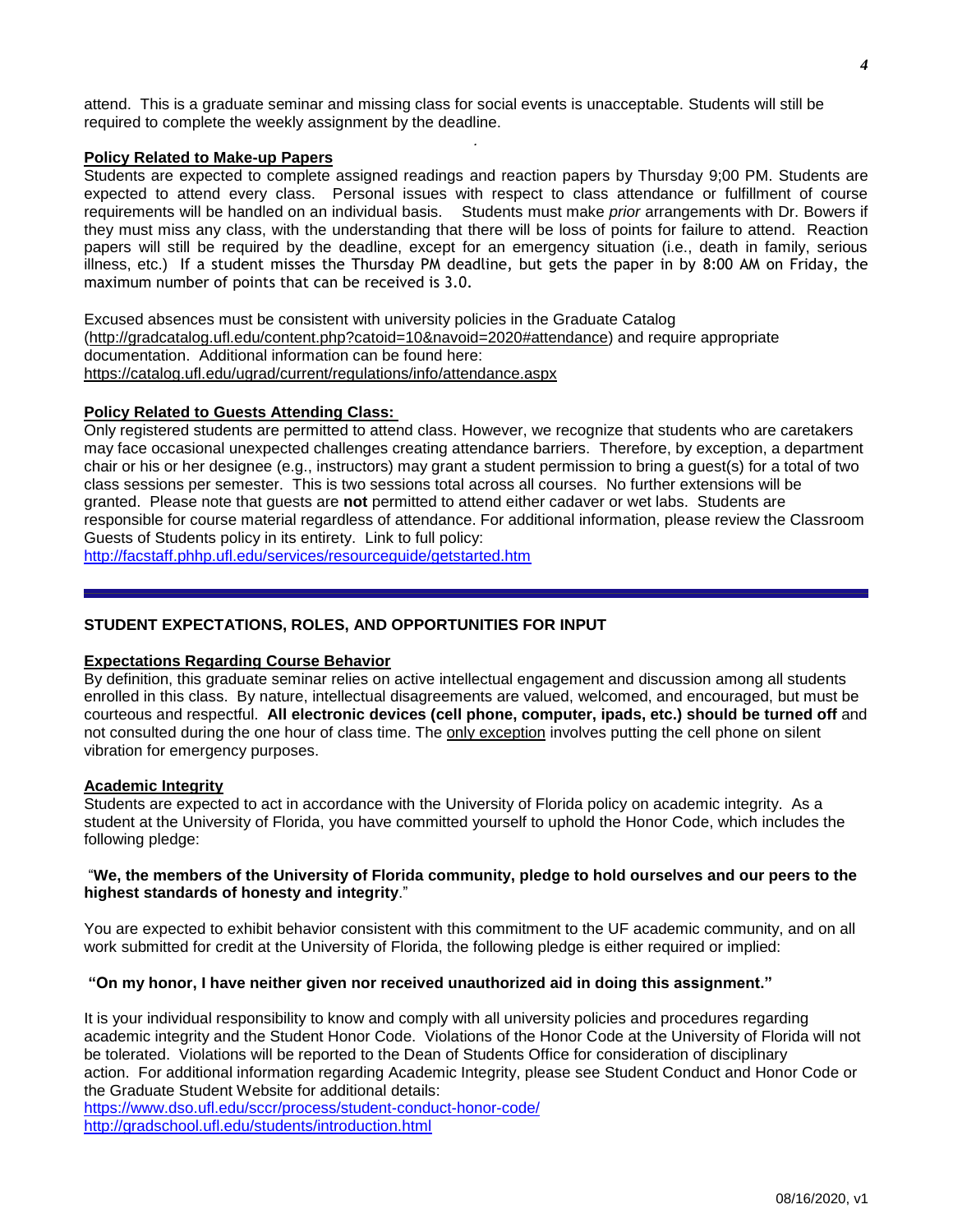attend. This is a graduate seminar and missing class for social events is unacceptable. Students will still be required to complete the weekly assignment by the deadline.

**Policy Related to Make-up Papers**

Students are expected to complete assigned readings and reaction papers by Thursday 9;00 PM. Students are expected to attend every class. Personal issues with respect to class attendance or fulfillment of course requirements will be handled on an individual basis. Students must make *prior* arrangements with Dr. Bowers if they must miss any class, with the understanding that there will be loss of points for failure to attend. Reaction papers will still be required by the deadline, except for an emergency situation (i.e., death in family, serious illness, etc.) If a student misses the Thursday PM deadline, but gets the paper in by 8:00 AM on Friday, the maximum number of points that can be received is 3.0.

Excused absences must be consistent with university policies in the Graduate Catalog (http://gradcatalog.ufl.edu/content.php?catoid=10&navoid=2020#attendance) and require appropriate documentation. Additional information can be found here:
https://catalog.ufl.edu/ugrad/current/regulations/info/attendance.aspx

**Policy Related to Guests Attending Class:**

Only registered students are permitted to attend class. However, we recognize that students who are caretakers may face occasional unexpected challenges creating attendance barriers. Therefore, by exception, a department chair or his or her designee (e.g., instructors) may grant a student permission to bring a guest(s) for a total of two class sessions per semester. This is two sessions total across all courses. No further extensions will be granted. Please note that guests are **not** permitted to attend either cadaver or wet labs. Students are responsible for course material regardless of attendance. For additional information, please review the Classroom Guests of Students policy in its entirety. Link to full policy:
http://facstaff.phhp.ufl.edu/services/resourceguide/getstarted.htm

---

## STUDENT EXPECTATIONS, ROLES, AND OPPORTUNITIES FOR INPUT

**Expectations Regarding Course Behavior**

By definition, this graduate seminar relies on active intellectual engagement and discussion among all students enrolled in this class. By nature, intellectual disagreements are valued, welcomed, and encouraged, but must be courteous and respectful. **All electronic devices (cell phone, computer, ipads, etc.) should be turned off** and not consulted during the one hour of class time. The only exception involves putting the cell phone on silent vibration for emergency purposes.

**Academic Integrity**

Students are expected to act in accordance with the University of Florida policy on academic integrity. As a student at the University of Florida, you have committed yourself to uphold the Honor Code, which includes the following pledge:

"**We, the members of the University of Florida community, pledge to hold ourselves and our peers to the highest standards of honesty and integrity**."

You are expected to exhibit behavior consistent with this commitment to the UF academic community, and on all work submitted for credit at the University of Florida, the following pledge is either required or implied:

**"On my honor, I have neither given nor received unauthorized aid in doing this assignment."**

It is your individual responsibility to know and comply with all university policies and procedures regarding academic integrity and the Student Honor Code. Violations of the Honor Code at the University of Florida will not be tolerated. Violations will be reported to the Dean of Students Office for consideration of disciplinary action. For additional information regarding Academic Integrity, please see Student Conduct and Honor Code or the Graduate Student Website for additional details:
https://www.dso.ufl.edu/sccr/process/student-conduct-honor-code/
http://gradschool.ufl.edu/students/introduction.html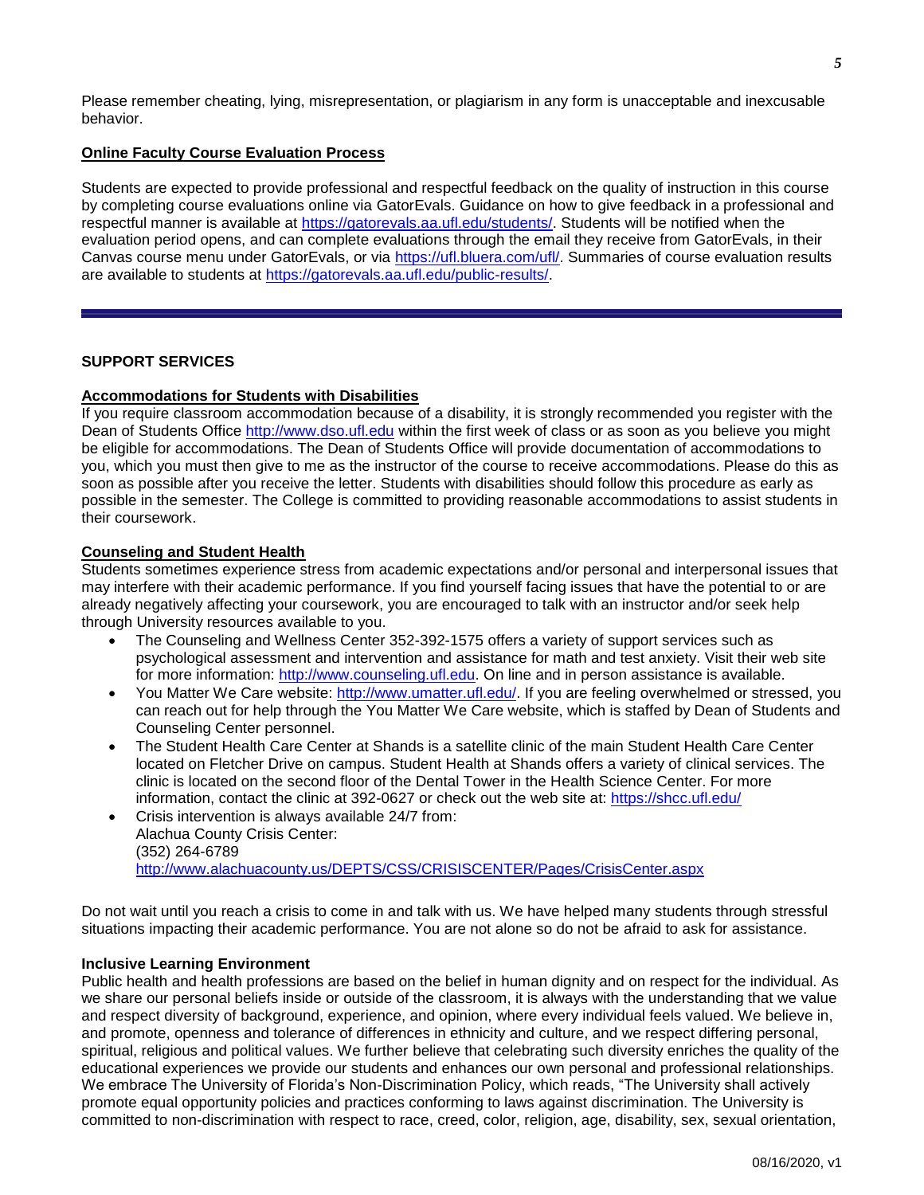Please remember cheating, lying, misrepresentation, or plagiarism in any form is unacceptable and inexcusable behavior.

**Online Faculty Course Evaluation Process**

Students are expected to provide professional and respectful feedback on the quality of instruction in this course by completing course evaluations online via GatorEvals. Guidance on how to give feedback in a professional and respectful manner is available at https://gatorevals.aa.ufl.edu/students/. Students will be notified when the evaluation period opens, and can complete evaluations through the email they receive from GatorEvals, in their Canvas course menu under GatorEvals, or via https://ufl.bluera.com/ufl/. Summaries of course evaluation results are available to students at https://gatorevals.aa.ufl.edu/public-results/.

---

## SUPPORT SERVICES

**Accommodations for Students with Disabilities**

If you require classroom accommodation because of a disability, it is strongly recommended you register with the Dean of Students Office http://www.dso.ufl.edu within the first week of class or as soon as you believe you might be eligible for accommodations. The Dean of Students Office will provide documentation of accommodations to you, which you must then give to me as the instructor of the course to receive accommodations. Please do this as soon as possible after you receive the letter. Students with disabilities should follow this procedure as early as possible in the semester. The College is committed to providing reasonable accommodations to assist students in their coursework.

**Counseling and Student Health**

Students sometimes experience stress from academic expectations and/or personal and interpersonal issues that may interfere with their academic performance. If you find yourself facing issues that have the potential to or are already negatively affecting your coursework, you are encouraged to talk with an instructor and/or seek help through University resources available to you.

- The Counseling and Wellness Center 352-392-1575 offers a variety of support services such as psychological assessment and intervention and assistance for math and test anxiety. Visit their web site for more information: http://www.counseling.ufl.edu. On line and in person assistance is available.
- You Matter We Care website: http://www.umatter.ufl.edu/. If you are feeling overwhelmed or stressed, you can reach out for help through the You Matter We Care website, which is staffed by Dean of Students and Counseling Center personnel.
- The Student Health Care Center at Shands is a satellite clinic of the main Student Health Care Center located on Fletcher Drive on campus. Student Health at Shands offers a variety of clinical services. The clinic is located on the second floor of the Dental Tower in the Health Science Center. For more information, contact the clinic at 392-0627 or check out the web site at: https://shcc.ufl.edu/
- Crisis intervention is always available 24/7 from:
  Alachua County Crisis Center:
  (352) 264-6789
  http://www.alachuacounty.us/DEPTS/CSS/CRISISCENTER/Pages/CrisisCenter.aspx

Do not wait until you reach a crisis to come in and talk with us. We have helped many students through stressful situations impacting their academic performance. You are not alone so do not be afraid to ask for assistance.

**Inclusive Learning Environment**

Public health and health professions are based on the belief in human dignity and on respect for the individual. As we share our personal beliefs inside or outside of the classroom, it is always with the understanding that we value and respect diversity of background, experience, and opinion, where every individual feels valued. We believe in, and promote, openness and tolerance of differences in ethnicity and culture, and we respect differing personal, spiritual, religious and political values. We further believe that celebrating such diversity enriches the quality of the educational experiences we provide our students and enhances our own personal and professional relationships. We embrace The University of Florida's Non-Discrimination Policy, which reads, "The University shall actively promote equal opportunity policies and practices conforming to laws against discrimination. The University is committed to non-discrimination with respect to race, creed, color, religion, age, disability, sex, sexual orientation,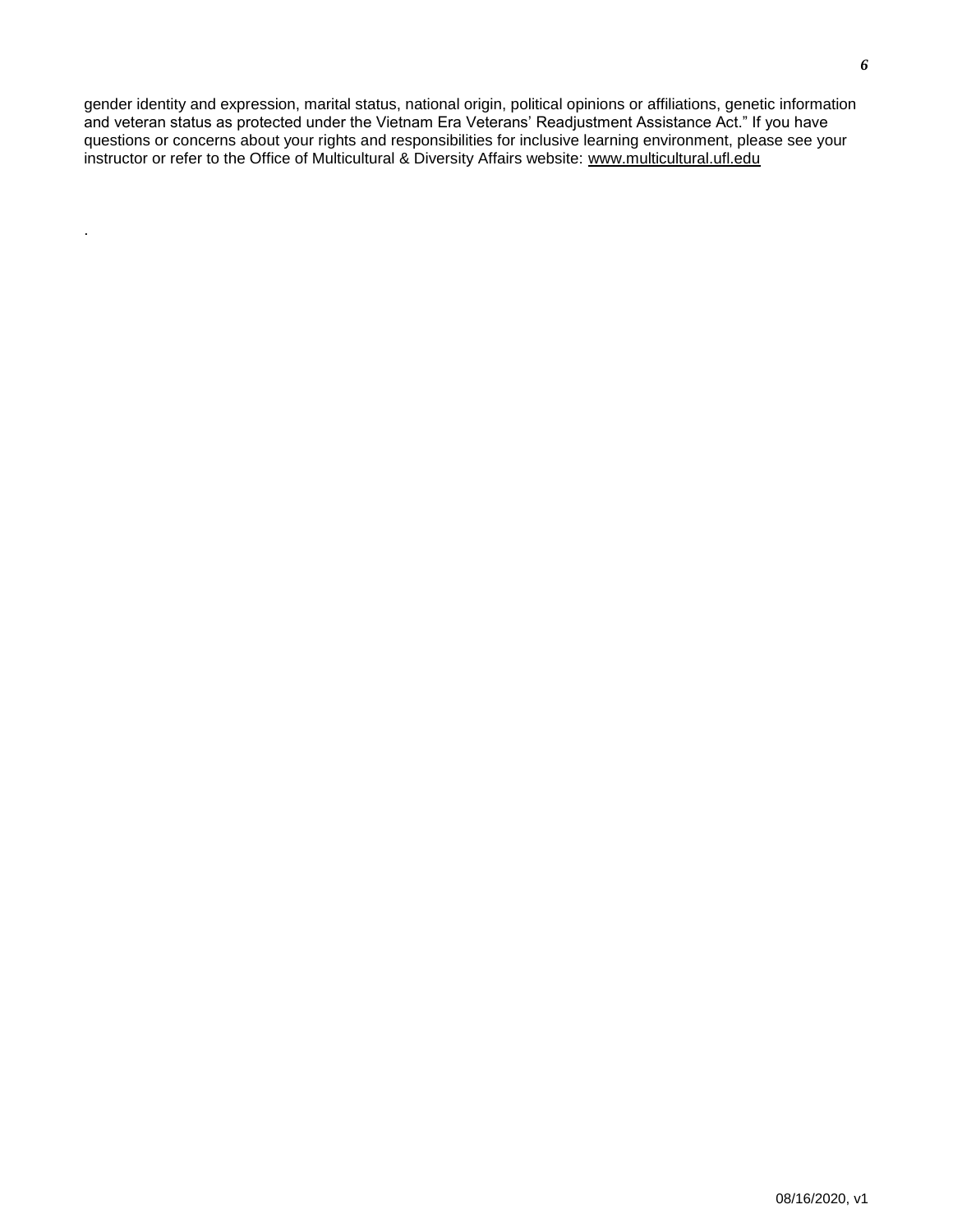gender identity and expression, marital status, national origin, political opinions or affiliations, genetic information and veteran status as protected under the Vietnam Era Veterans' Readjustment Assistance Act." If you have questions or concerns about your rights and responsibilities for inclusive learning environment, please see your instructor or refer to the Office of Multicultural & Diversity Affairs website: www.multicultural.ufl.edu

.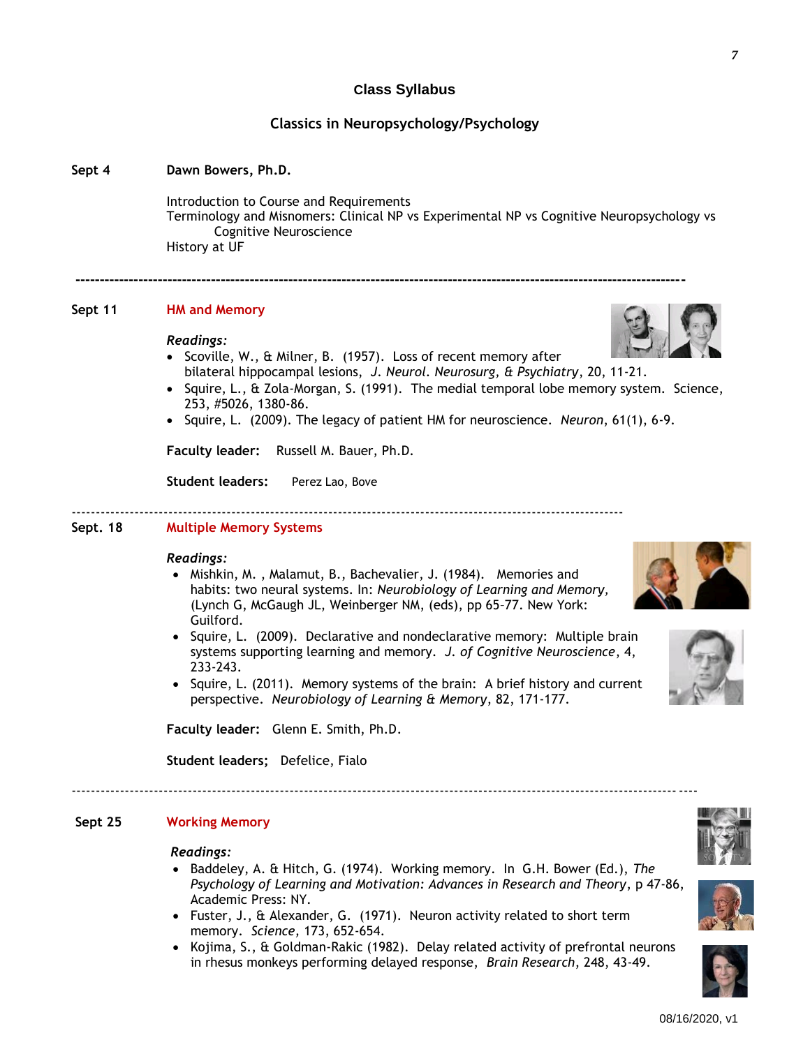# Class Syllabus

## Classics in Neuropsychology/Psychology

**Sept 4** **Dawn Bowers, Ph.D.**

Introduction to Course and Requirements
Terminology and Misnomers: Clinical NP vs Experimental NP vs Cognitive Neuropsychology vs Cognitive Neuroscience
History at UF

---

**Sept 11** **HM and Memory**

*Readings:*

- Scoville, W., & Milner, B. (1957). Loss of recent memory after bilateral hippocampal lesions, *J. Neurol. Neurosurg, & Psychiatry*, 20, 11-21.
- Squire, L., & Zola-Morgan, S. (1991). The medial temporal lobe memory system. Science, 253, #5026, 1380-86.
- Squire, L. (2009). The legacy of patient HM for neuroscience. *Neuron*, 61(1), 6-9.

**Faculty leader:** Russell M. Bauer, Ph.D.

**Student leaders:** Perez Lao, Bove

---

**Sept. 18** **Multiple Memory Systems**

*Readings:*

- Mishkin, M. , Malamut, B., Bachevalier, J. (1984). Memories and habits: two neural systems. In: *Neurobiology of Learning and Memory*, (Lynch G, McGaugh JL, Weinberger NM, (eds), pp 65–77. New York: Guilford.
- Squire, L. (2009). Declarative and nondeclarative memory: Multiple brain systems supporting learning and memory. *J. of Cognitive Neuroscience*, 4, 233-243.
- Squire, L. (2011). Memory systems of the brain: A brief history and current perspective. *Neurobiology of Learning & Memory*, 82, 171-177.

**Faculty leader:** Glenn E. Smith, Ph.D.

**Student leaders;** Defelice, Fialo

---

**Sept 25** **Working Memory**

*Readings:*

- Baddeley, A. & Hitch, G. (1974). Working memory. In G.H. Bower (Ed.), *The Psychology of Learning and Motivation: Advances in Research and Theory*, p 47-86, Academic Press: NY.
- Fuster, J., & Alexander, G. (1971). Neuron activity related to short term memory. *Science,* 173, 652-654.
- Kojima, S., & Goldman-Rakic (1982). Delay related activity of prefrontal neurons in rhesus monkeys performing delayed response, *Brain Research*, 248, 43-49.

08/16/2020, v1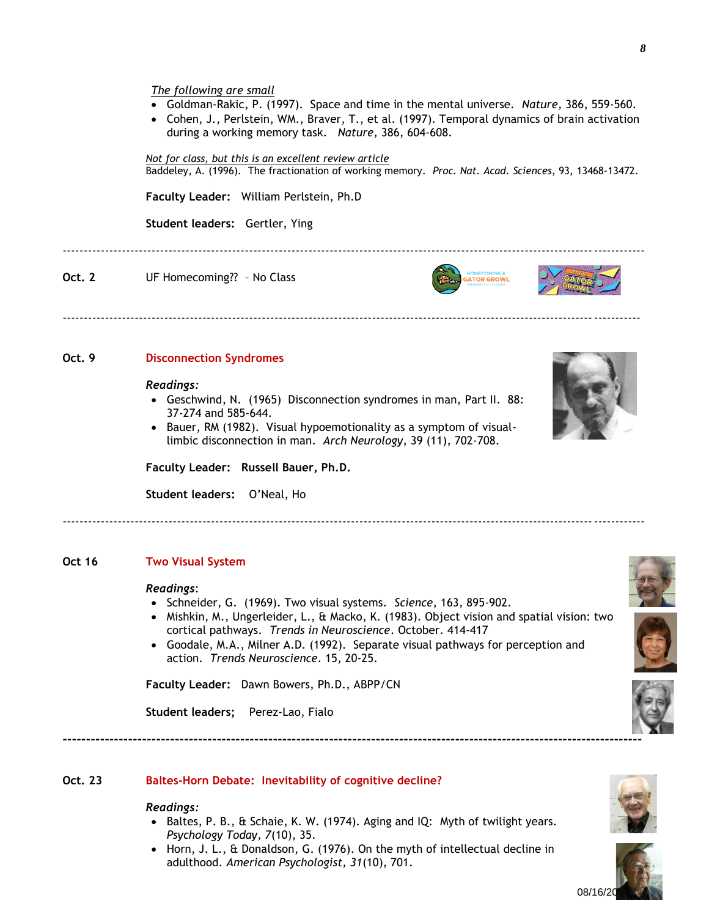*The following are small*

- Goldman-Rakic, P. (1997). Space and time in the mental universe. *Nature,* 386, 559-560.
- Cohen, J., Perlstein, WM., Braver, T., et al. (1997). Temporal dynamics of brain activation during a working memory task. *Nature,* 386, 604-608.

*Not for class, but this is an excellent review article*
Baddeley, A. (1996). The fractionation of working memory. *Proc. Nat. Acad. Sciences,* 93, 13468-13472.

**Faculty Leader:** William Perlstein, Ph.D

**Student leaders:** Gertler, Ying

---

**Oct. 2** UF Homecoming?? – No Class

---

**Oct. 9** **Disconnection Syndromes**

*Readings:*

- Geschwind, N. (1965) Disconnection syndromes in man, Part II. 88: 37-274 and 585-644.
- Bauer, RM (1982). Visual hypoemotionality as a symptom of visual-limbic disconnection in man. *Arch Neurology*, 39 (11), 702-708.

**Faculty Leader:** **Russell Bauer, Ph.D.**

**Student leaders:** O'Neal, Ho

---

**Oct 16** **Two Visual System**

*Readings*:

- Schneider, G. (1969). Two visual systems. *Science*, 163, 895-902.
- Mishkin, M., Ungerleider, L., & Macko, K. (1983). Object vision and spatial vision: two cortical pathways. *Trends in Neuroscience*. October. 414-417
- Goodale, M.A., Milner A.D. (1992). Separate visual pathways for perception and action. *Trends Neuroscience*. 15, 20-25.

**Faculty Leader:** Dawn Bowers, Ph.D., ABPP/CN

**Student leaders;** Perez-Lao, Fialo

---

**Oct. 23** **Baltes-Horn Debate: Inevitability of cognitive decline?**

*Readings:*

- Baltes, P. B., & Schaie, K. W. (1974). Aging and IQ: Myth of twilight years. *Psychology Today, 7*(10), 35.
- Horn, J. L., & Donaldson, G. (1976). On the myth of intellectual decline in adulthood. *American Psychologist, 31*(10), 701.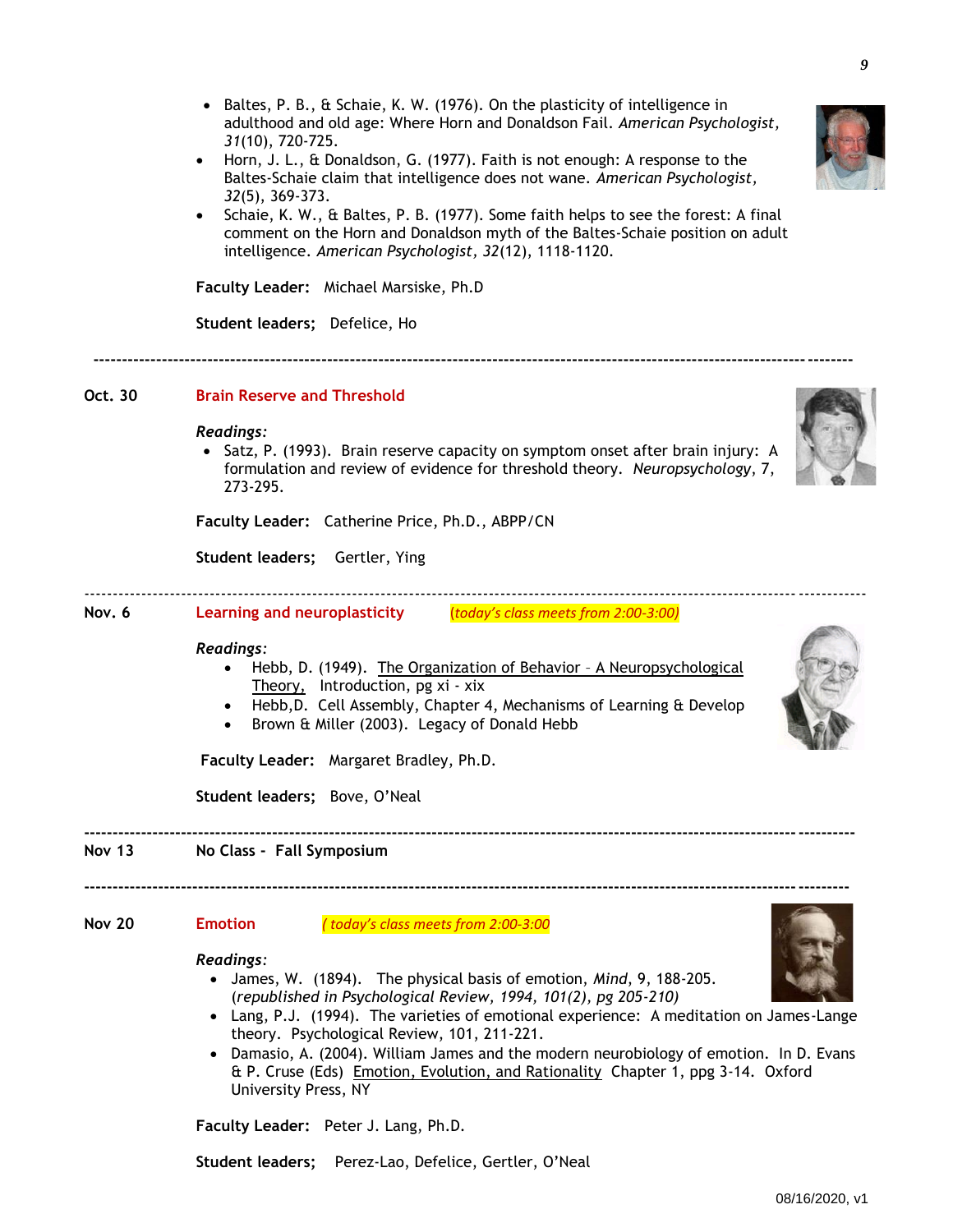- Baltes, P. B., & Schaie, K. W. (1976). On the plasticity of intelligence in adulthood and old age: Where Horn and Donaldson Fail. *American Psychologist, 31*(10), 720-725.
- Horn, J. L., & Donaldson, G. (1977). Faith is not enough: A response to the Baltes-Schaie claim that intelligence does not wane. *American Psychologist, 32*(5), 369-373.
- Schaie, K. W., & Baltes, P. B. (1977). Some faith helps to see the forest: A final comment on the Horn and Donaldson myth of the Baltes-Schaie position on adult intelligence. *American Psychologist, 32*(12), 1118-1120.

**Faculty Leader:** Michael Marsiske, Ph.D

**Student leaders;** Defelice, Ho

---

**Oct. 30** **Brain Reserve and Threshold**

***Readings:***

- Satz, P. (1993). Brain reserve capacity on symptom onset after brain injury: A formulation and review of evidence for threshold theory. *Neuropsychology*, 7, 273-295.

**Faculty Leader:** Catherine Price, Ph.D., ABPP/CN

**Student leaders;** Gertler, Ying

---

**Nov. 6** **Learning and neuroplasticity** *(today's class meets from 2:00-3:00)*

***Readings:***

- Hebb, D. (1949). The Organization of Behavior – A Neuropsychological Theory, Introduction, pg xi - xix
- Hebb,D. Cell Assembly, Chapter 4, Mechanisms of Learning & Develop
- Brown & Miller (2003). Legacy of Donald Hebb

**Faculty Leader:** Margaret Bradley, Ph.D.

**Student leaders;** Bove, O'Neal

---

**Nov 13** **No Class - Fall Symposium**

---

**Nov 20** **Emotion** *( today's class meets from 2:00-3:00*

***Readings:***

- James, W. (1894). The physical basis of emotion, *Mind*, 9, 188-205. (*republished in Psychological Review, 1994, 101(2), pg 205-210)*
- Lang, P.J. (1994). The varieties of emotional experience: A meditation on James-Lange theory. Psychological Review, 101, 211-221.
- Damasio, A. (2004). William James and the modern neurobiology of emotion. In D. Evans & P. Cruse (Eds) Emotion, Evolution, and Rationality Chapter 1, ppg 3-14. Oxford University Press, NY

**Faculty Leader:** Peter J. Lang, Ph.D.

**Student leaders;** Perez-Lao, Defelice, Gertler, O'Neal

08/16/2020, v1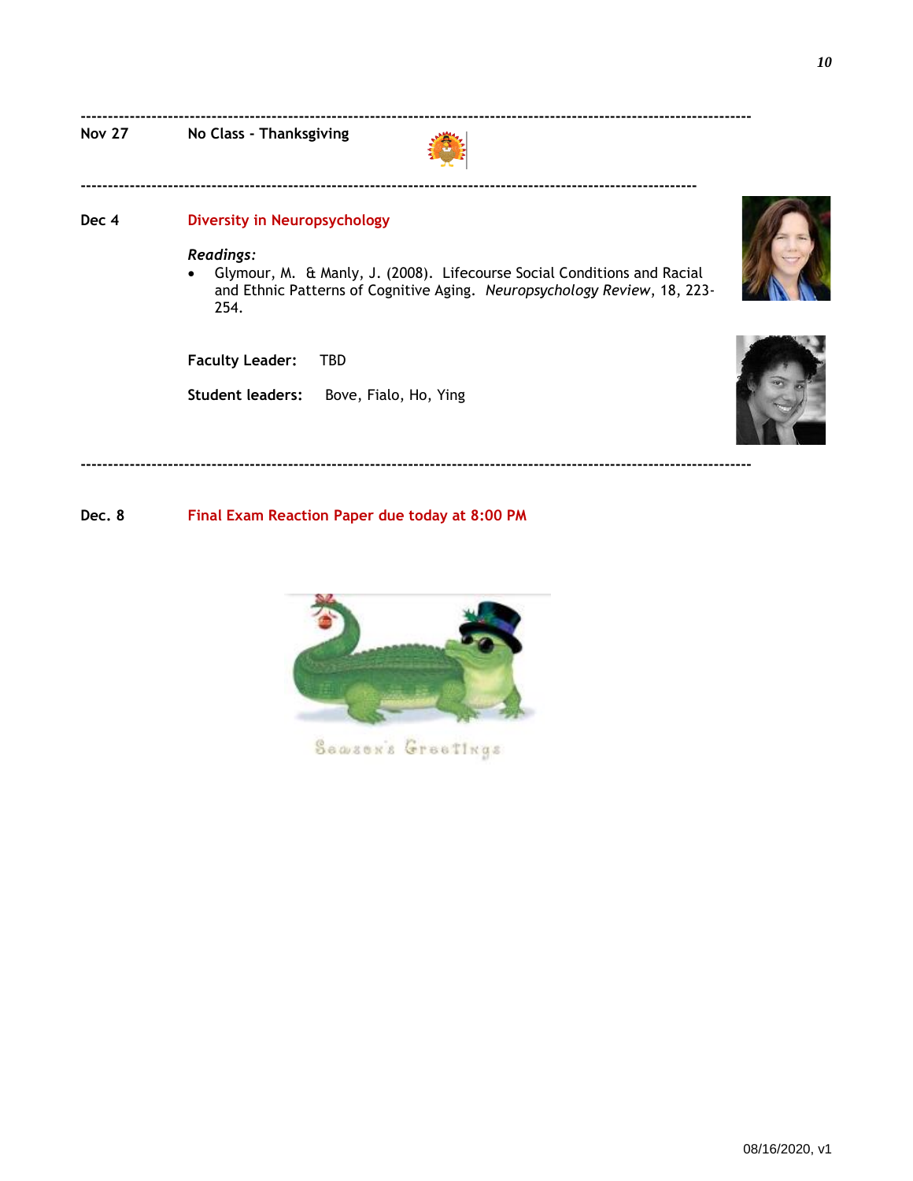---

**Nov 27** No Class - Thanksgiving

---

**Dec 4** **Diversity in Neuropsychology**

*Readings:*

- Glymour, M. & Manly, J. (2008). Lifecourse Social Conditions and Racial and Ethnic Patterns of Cognitive Aging. *Neuropsychology Review*, 18, 223-254.

**Faculty Leader:** TBD

**Student leaders:** Bove, Fialo, Ho, Ying

---

**Dec. 8** **Final Exam Reaction Paper due today at 8:00 PM**

Season's Greetings

08/16/2020, v1